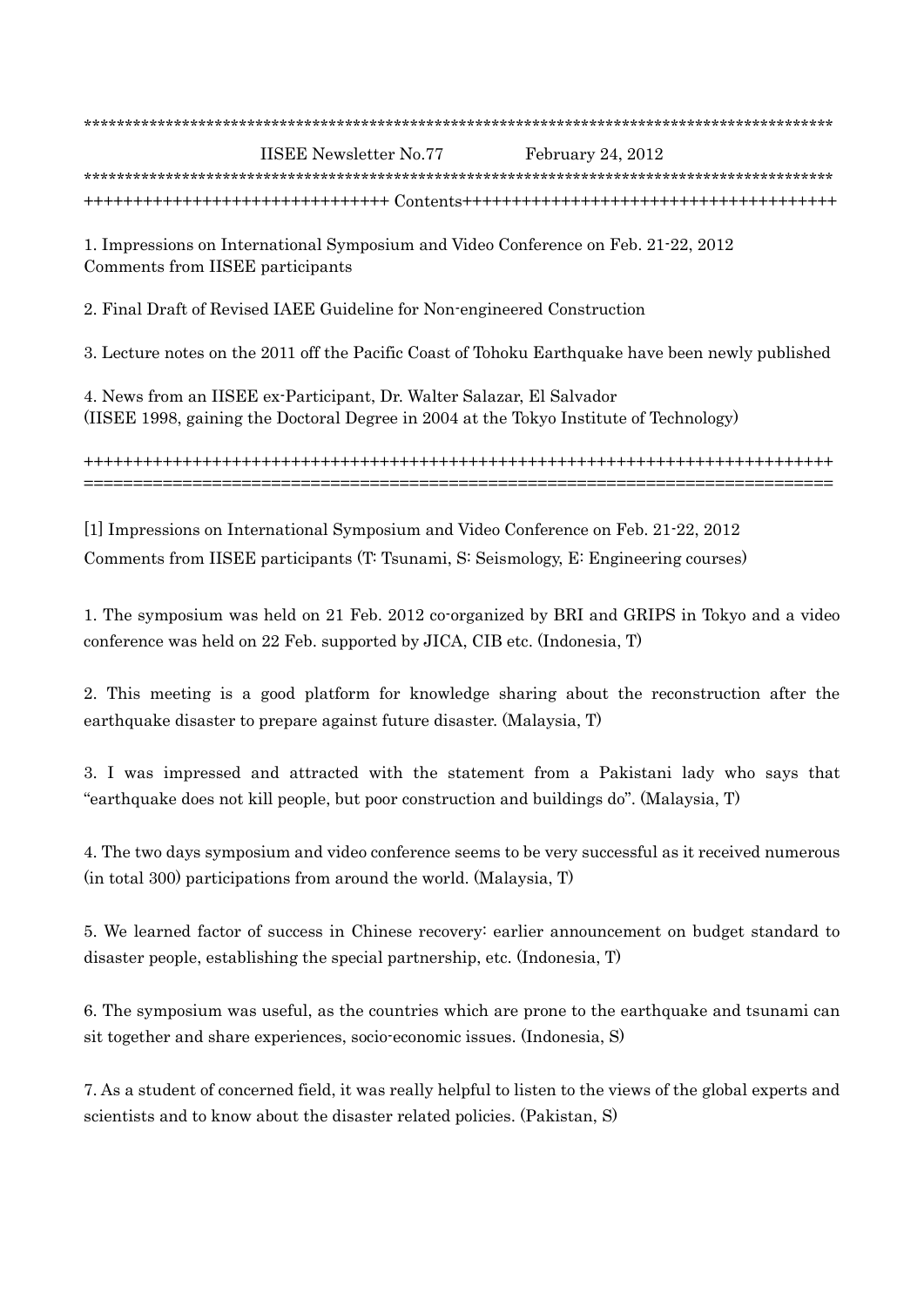*****************************************************************************************************

IISEE Newsletter No.77 February 24, 2012

*****************************************************************************************************

+++++++++++++++++++++++++++++++ Contents+++++++++++++++++++++++++++++++++++++++

1. Impressions on International Symposium and Video Conference on Feb. 21-22, 2012
Comments from IISEE participants

2. Final Draft of Revised IAEE Guideline for Non-engineered Construction

3. Lecture notes on the 2011 off the Pacific Coast of Tohoku Earthquake have been newly published

4. News from an IISEE ex-Participant, Dr. Walter Salazar, El Salvador
(IISEE 1998, gaining the Doctoral Degree in 2004 at the Tokyo Institute of Technology)

++++++++++++++++++++++++++++++++++++++++++++++++++++++++++++++++++++++++++

==========================================================================

[1] Impressions on International Symposium and Video Conference on Feb. 21-22, 2012
Comments from IISEE participants (T: Tsunami, S: Seismology, E: Engineering courses)

1. The symposium was held on 21 Feb. 2012 co-organized by BRI and GRIPS in Tokyo and a video conference was held on 22 Feb. supported by JICA, CIB etc. (Indonesia, T)

2. This meeting is a good platform for knowledge sharing about the reconstruction after the earthquake disaster to prepare against future disaster. (Malaysia, T)

3. I was impressed and attracted with the statement from a Pakistani lady who says that "earthquake does not kill people, but poor construction and buildings do". (Malaysia, T)

4. The two days symposium and video conference seems to be very successful as it received numerous (in total 300) participations from around the world. (Malaysia, T)

5. We learned factor of success in Chinese recovery: earlier announcement on budget standard to disaster people, establishing the special partnership, etc. (Indonesia, T)

6. The symposium was useful, as the countries which are prone to the earthquake and tsunami can sit together and share experiences, socio-economic issues. (Indonesia, S)

7. As a student of concerned field, it was really helpful to listen to the views of the global experts and scientists and to know about the disaster related policies. (Pakistan, S)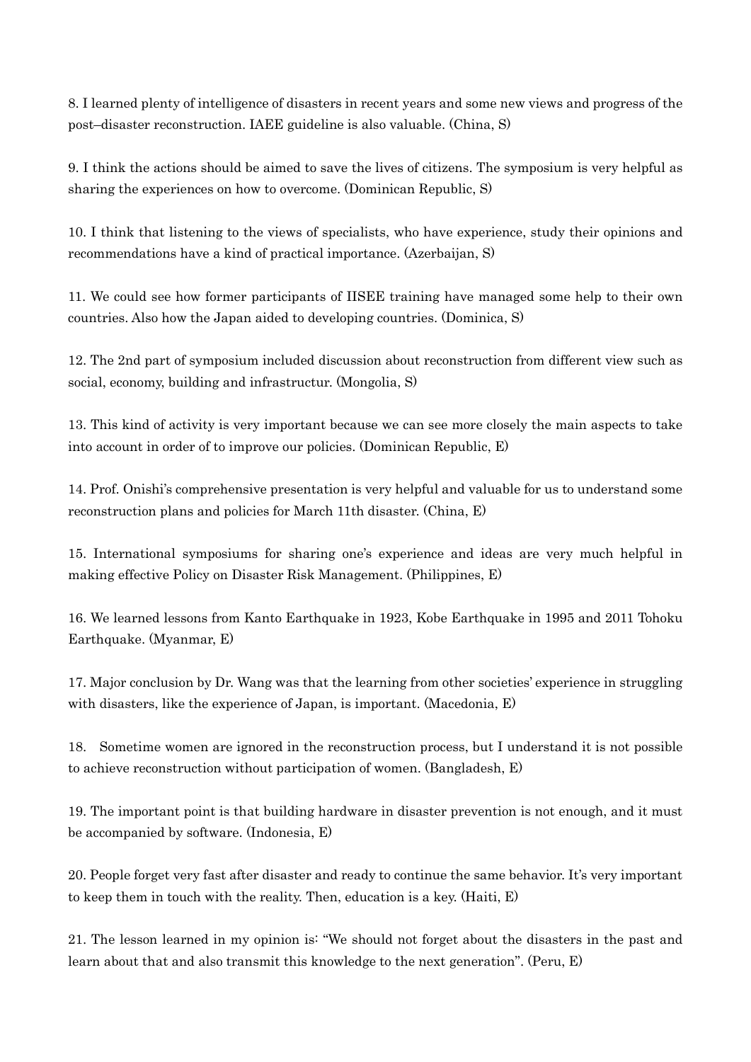8. I learned plenty of intelligence of disasters in recent years and some new views and progress of the post–disaster reconstruction. IAEE guideline is also valuable. (China, S)

9. I think the actions should be aimed to save the lives of citizens. The symposium is very helpful as sharing the experiences on how to overcome. (Dominican Republic, S)

10. I think that listening to the views of specialists, who have experience, study their opinions and recommendations have a kind of practical importance. (Azerbaijan, S)

11. We could see how former participants of IISEE training have managed some help to their own countries. Also how the Japan aided to developing countries. (Dominica, S)

12. The 2nd part of symposium included discussion about reconstruction from different view such as social, economy, building and infrastructur. (Mongolia, S)

13. This kind of activity is very important because we can see more closely the main aspects to take into account in order of to improve our policies. (Dominican Republic, E)

14. Prof. Onishi's comprehensive presentation is very helpful and valuable for us to understand some reconstruction plans and policies for March 11th disaster. (China, E)

15. International symposiums for sharing one's experience and ideas are very much helpful in making effective Policy on Disaster Risk Management. (Philippines, E)

16. We learned lessons from Kanto Earthquake in 1923, Kobe Earthquake in 1995 and 2011 Tohoku Earthquake. (Myanmar, E)

17. Major conclusion by Dr. Wang was that the learning from other societies' experience in struggling with disasters, like the experience of Japan, is important. (Macedonia, E)

18. Sometime women are ignored in the reconstruction process, but I understand it is not possible to achieve reconstruction without participation of women. (Bangladesh, E)

19. The important point is that building hardware in disaster prevention is not enough, and it must be accompanied by software. (Indonesia, E)

20. People forget very fast after disaster and ready to continue the same behavior. It's very important to keep them in touch with the reality. Then, education is a key. (Haiti, E)

21. The lesson learned in my opinion is: "We should not forget about the disasters in the past and learn about that and also transmit this knowledge to the next generation". (Peru, E)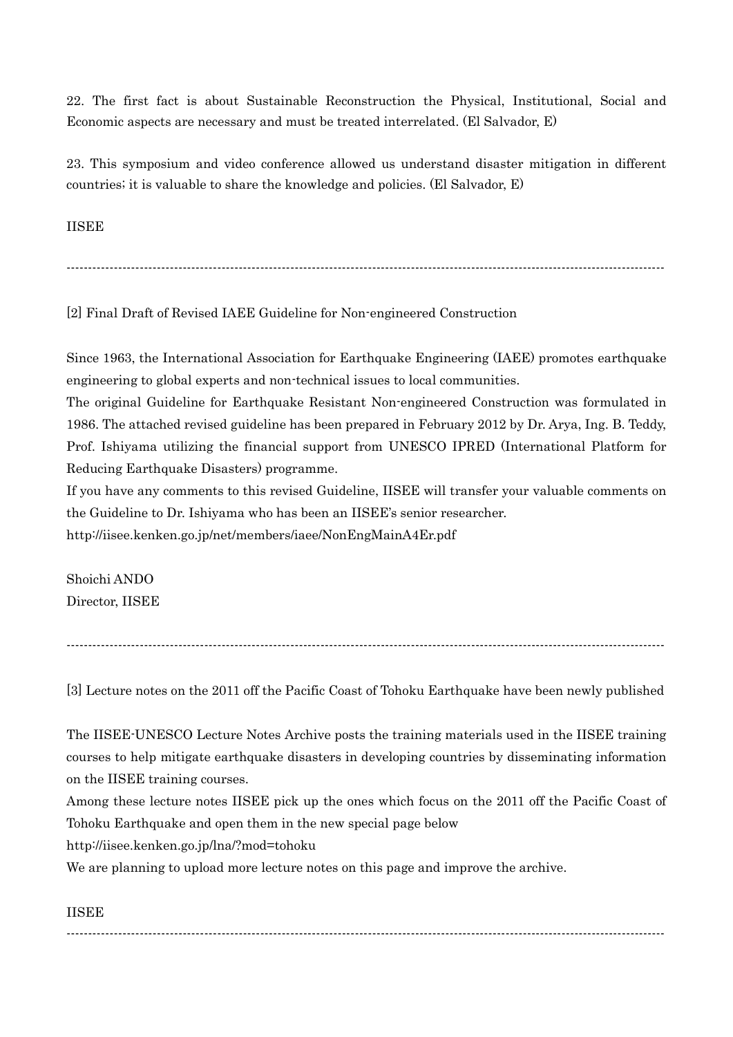22. The first fact is about Sustainable Reconstruction the Physical, Institutional, Social and Economic aspects are necessary and must be treated interrelated. (El Salvador, E)

23. This symposium and video conference allowed us understand disaster mitigation in different countries; it is valuable to share the knowledge and policies. (El Salvador, E)

IISEE

---

[2] Final Draft of Revised IAEE Guideline for Non-engineered Construction

Since 1963, the International Association for Earthquake Engineering (IAEE) promotes earthquake engineering to global experts and non-technical issues to local communities.
The original Guideline for Earthquake Resistant Non-engineered Construction was formulated in 1986. The attached revised guideline has been prepared in February 2012 by Dr. Arya, Ing. B. Teddy, Prof. Ishiyama utilizing the financial support from UNESCO IPRED (International Platform for Reducing Earthquake Disasters) programme.
If you have any comments to this revised Guideline, IISEE will transfer your valuable comments on the Guideline to Dr. Ishiyama who has been an IISEE's senior researcher.
http://iisee.kenken.go.jp/net/members/iaee/NonEngMainA4Er.pdf

Shoichi ANDO
Director, IISEE

---

[3] Lecture notes on the 2011 off the Pacific Coast of Tohoku Earthquake have been newly published

The IISEE-UNESCO Lecture Notes Archive posts the training materials used in the IISEE training courses to help mitigate earthquake disasters in developing countries by disseminating information on the IISEE training courses.
Among these lecture notes IISEE pick up the ones which focus on the 2011 off the Pacific Coast of Tohoku Earthquake and open them in the new special page below
http://iisee.kenken.go.jp/lna/?mod=tohoku
We are planning to upload more lecture notes on this page and improve the archive.

IISEE

---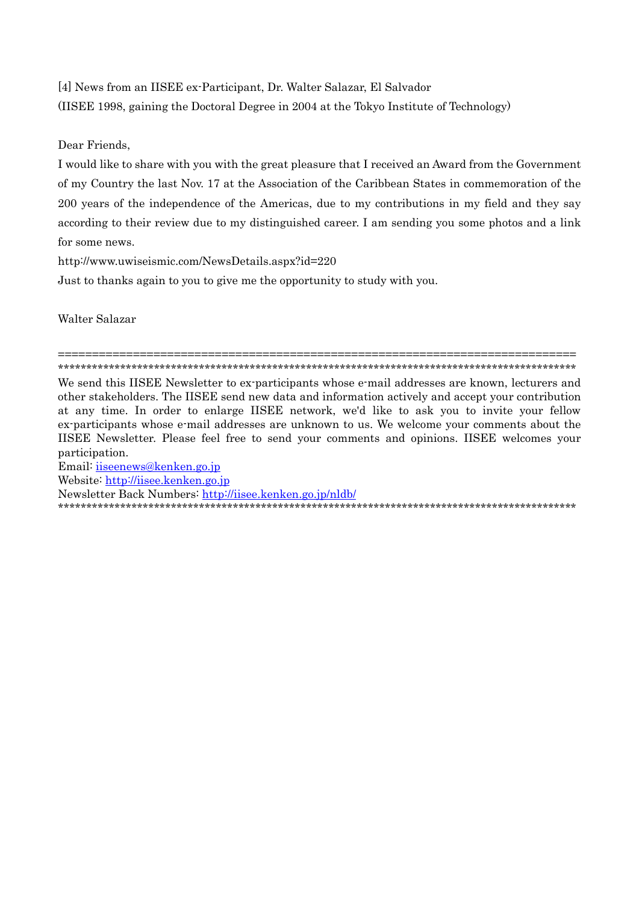[4] News from an IISEE ex-Participant, Dr. Walter Salazar, El Salvador
(IISEE 1998, gaining the Doctoral Degree in 2004 at the Tokyo Institute of Technology)

Dear Friends,

I would like to share with you with the great pleasure that I received an Award from the Government of my Country the last Nov. 17 at the Association of the Caribbean States in commemoration of the 200 years of the independence of the Americas, due to my contributions in my field and they say according to their review due to my distinguished career. I am sending you some photos and a link for some news.

http://www.uwiseismic.com/NewsDetails.aspx?id=220

Just to thanks again to you to give me the opportunity to study with you.

Walter Salazar

==============================================================================
******************************************************************************************

We send this IISEE Newsletter to ex-participants whose e-mail addresses are known, lecturers and other stakeholders. The IISEE send new data and information actively and accept your contribution at any time. In order to enlarge IISEE network, we'd like to ask you to invite your fellow ex-participants whose e-mail addresses are unknown to us. We welcome your comments about the IISEE Newsletter. Please feel free to send your comments and opinions. IISEE welcomes your participation.

Email: iiseenews@kenken.go.jp
Website: http://iisee.kenken.go.jp
Newsletter Back Numbers: http://iisee.kenken.go.jp/nldb/

******************************************************************************************